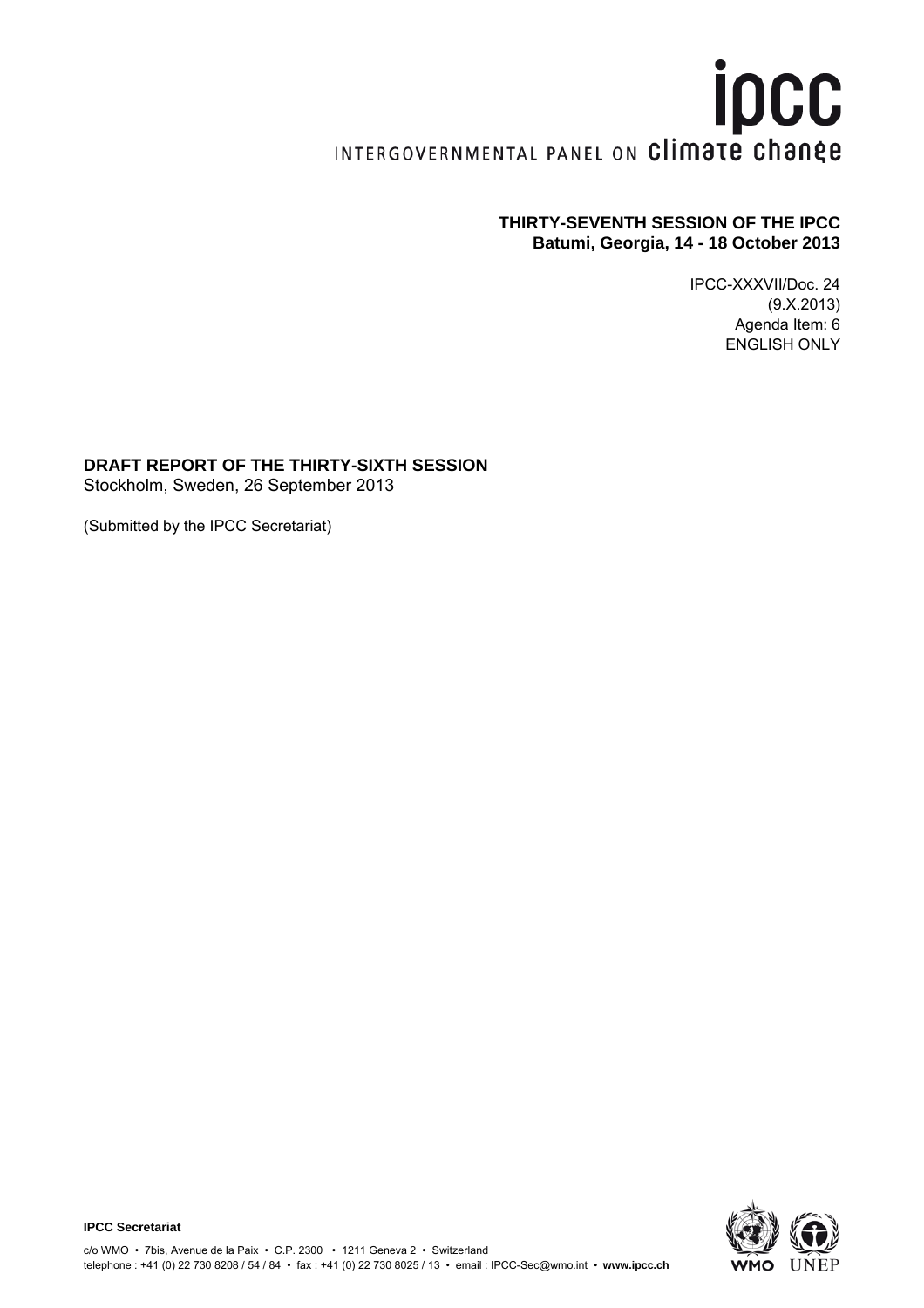ipcc

INTERGOVERNMENTAL PANEL ON climate change

**THIRTY-SEVENTH SESSION OF THE IPCC**
**Batumi, Georgia, 14 - 18 October 2013**

IPCC-XXXVII/Doc. 24
(9.X.2013)
Agenda Item: 6
ENGLISH ONLY

**DRAFT REPORT OF THE THIRTY-SIXTH SESSION**
Stockholm, Sweden, 26 September 2013

(Submitted by the IPCC Secretariat)

**IPCC Secretariat**

c/o WMO • 7bis, Avenue de la Paix • C.P. 2300 • 1211 Geneva 2 • Switzerland
telephone : +41 (0) 22 730 8208 / 54 / 84 • fax : +41 (0) 22 730 8025 / 13 • email : IPCC-Sec@wmo.int • **www.ipcc.ch**

WMO UNEP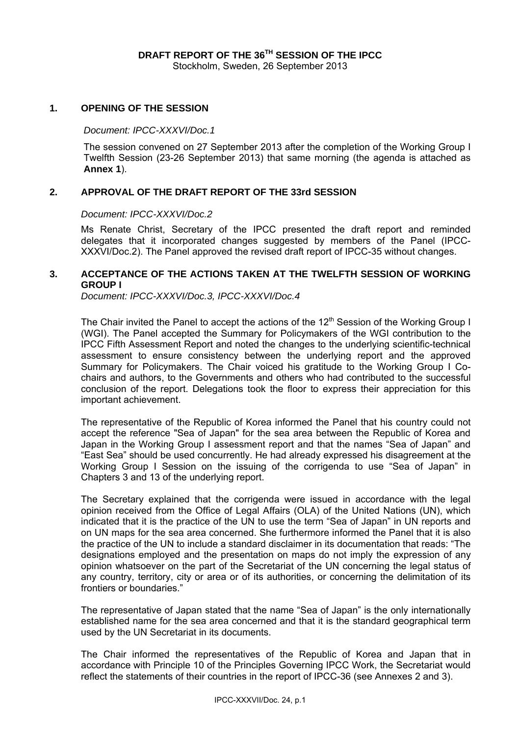**DRAFT REPORT OF THE 36TH SESSION OF THE IPCC**
Stockholm, Sweden, 26 September 2013

## 1. OPENING OF THE SESSION

*Document: IPCC-XXXVI/Doc.1*

The session convened on 27 September 2013 after the completion of the Working Group I Twelfth Session (23-26 September 2013) that same morning (the agenda is attached as **Annex 1**).

## 2. APPROVAL OF THE DRAFT REPORT OF THE 33rd SESSION

*Document: IPCC-XXXVI/Doc.2*

Ms Renate Christ, Secretary of the IPCC presented the draft report and reminded delegates that it incorporated changes suggested by members of the Panel (IPCC-XXXVI/Doc.2). The Panel approved the revised draft report of IPCC-35 without changes.

## 3. ACCEPTANCE OF THE ACTIONS TAKEN AT THE TWELFTH SESSION OF WORKING GROUP I

*Document: IPCC-XXXVI/Doc.3, IPCC-XXXVI/Doc.4*

The Chair invited the Panel to accept the actions of the 12th Session of the Working Group I (WGI). The Panel accepted the Summary for Policymakers of the WGI contribution to the IPCC Fifth Assessment Report and noted the changes to the underlying scientific-technical assessment to ensure consistency between the underlying report and the approved Summary for Policymakers. The Chair voiced his gratitude to the Working Group I Co-chairs and authors, to the Governments and others who had contributed to the successful conclusion of the report. Delegations took the floor to express their appreciation for this important achievement.

The representative of the Republic of Korea informed the Panel that his country could not accept the reference "Sea of Japan" for the sea area between the Republic of Korea and Japan in the Working Group I assessment report and that the names "Sea of Japan" and "East Sea" should be used concurrently. He had already expressed his disagreement at the Working Group I Session on the issuing of the corrigenda to use "Sea of Japan" in Chapters 3 and 13 of the underlying report.

The Secretary explained that the corrigenda were issued in accordance with the legal opinion received from the Office of Legal Affairs (OLA) of the United Nations (UN), which indicated that it is the practice of the UN to use the term "Sea of Japan" in UN reports and on UN maps for the sea area concerned. She furthermore informed the Panel that it is also the practice of the UN to include a standard disclaimer in its documentation that reads: "The designations employed and the presentation on maps do not imply the expression of any opinion whatsoever on the part of the Secretariat of the UN concerning the legal status of any country, territory, city or area or of its authorities, or concerning the delimitation of its frontiers or boundaries."

The representative of Japan stated that the name "Sea of Japan" is the only internationally established name for the sea area concerned and that it is the standard geographical term used by the UN Secretariat in its documents.

The Chair informed the representatives of the Republic of Korea and Japan that in accordance with Principle 10 of the Principles Governing IPCC Work, the Secretariat would reflect the statements of their countries in the report of IPCC-36 (see Annexes 2 and 3).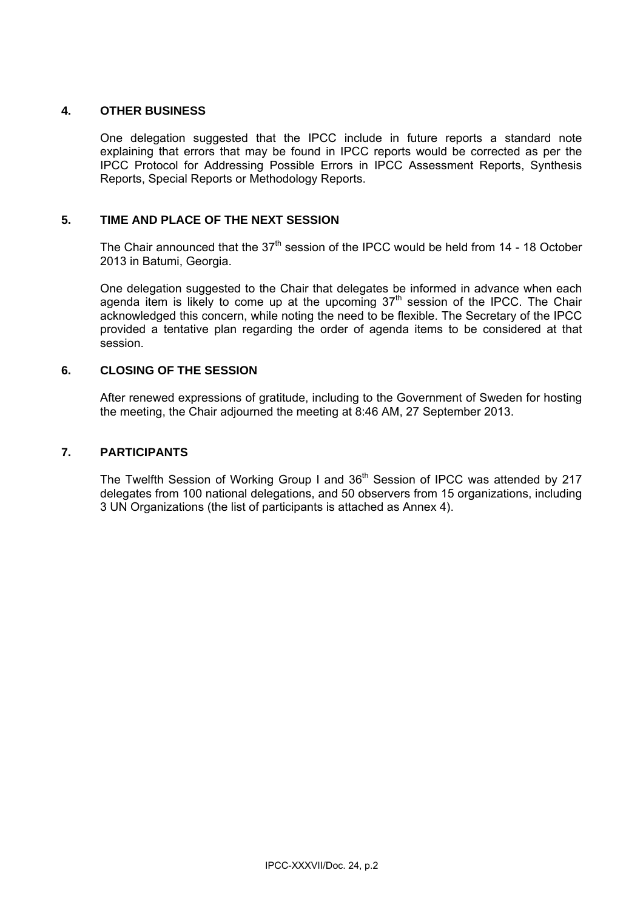## 4. OTHER BUSINESS

One delegation suggested that the IPCC include in future reports a standard note explaining that errors that may be found in IPCC reports would be corrected as per the IPCC Protocol for Addressing Possible Errors in IPCC Assessment Reports, Synthesis Reports, Special Reports or Methodology Reports.

## 5. TIME AND PLACE OF THE NEXT SESSION

The Chair announced that the 37th session of the IPCC would be held from 14 - 18 October 2013 in Batumi, Georgia.

One delegation suggested to the Chair that delegates be informed in advance when each agenda item is likely to come up at the upcoming 37th session of the IPCC. The Chair acknowledged this concern, while noting the need to be flexible. The Secretary of the IPCC provided a tentative plan regarding the order of agenda items to be considered at that session.

## 6. CLOSING OF THE SESSION

After renewed expressions of gratitude, including to the Government of Sweden for hosting the meeting, the Chair adjourned the meeting at 8:46 AM, 27 September 2013.

## 7. PARTICIPANTS

The Twelfth Session of Working Group I and 36th Session of IPCC was attended by 217 delegates from 100 national delegations, and 50 observers from 15 organizations, including 3 UN Organizations (the list of participants is attached as Annex 4).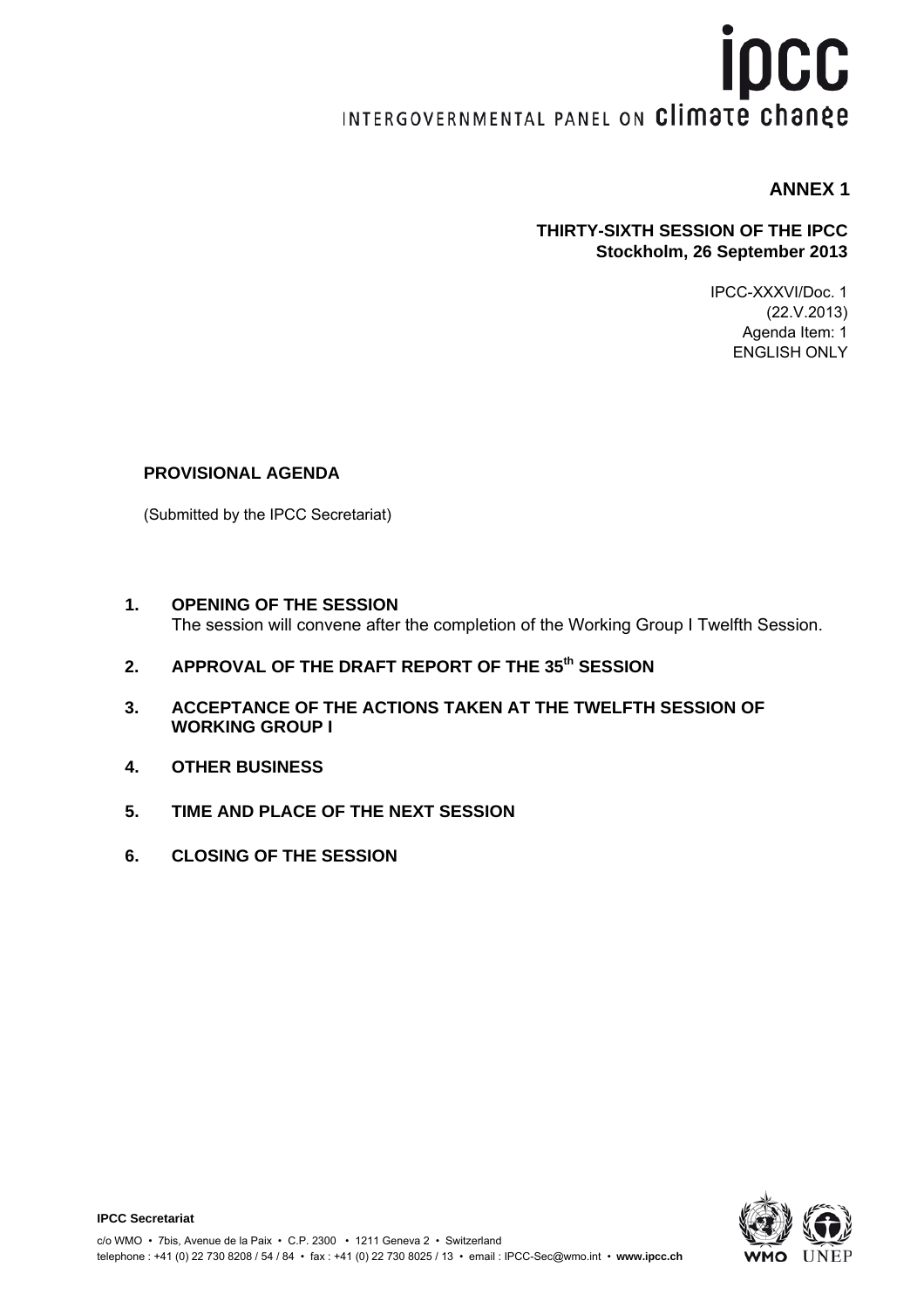# ipcc

INTERGOVERNMENTAL PANEL ON climate change

**ANNEX 1**

**THIRTY-SIXTH SESSION OF THE IPCC**
**Stockholm, 26 September 2013**

IPCC-XXXVI/Doc. 1
(22.V.2013)
Agenda Item: 1
ENGLISH ONLY

## PROVISIONAL AGENDA

(Submitted by the IPCC Secretariat)

1. **OPENING OF THE SESSION**
   The session will convene after the completion of the Working Group I Twelfth Session.

2. **APPROVAL OF THE DRAFT REPORT OF THE 35th SESSION**

3. **ACCEPTANCE OF THE ACTIONS TAKEN AT THE TWELFTH SESSION OF WORKING GROUP I**

4. **OTHER BUSINESS**

5. **TIME AND PLACE OF THE NEXT SESSION**

6. **CLOSING OF THE SESSION**

**IPCC Secretariat**

c/o WMO • 7bis, Avenue de la Paix • C.P. 2300 • 1211 Geneva 2 • Switzerland
telephone : +41 (0) 22 730 8208 / 54 / 84 • fax : +41 (0) 22 730 8025 / 13 • email : IPCC-Sec@wmo.int • **www.ipcc.ch**

WMO UNEP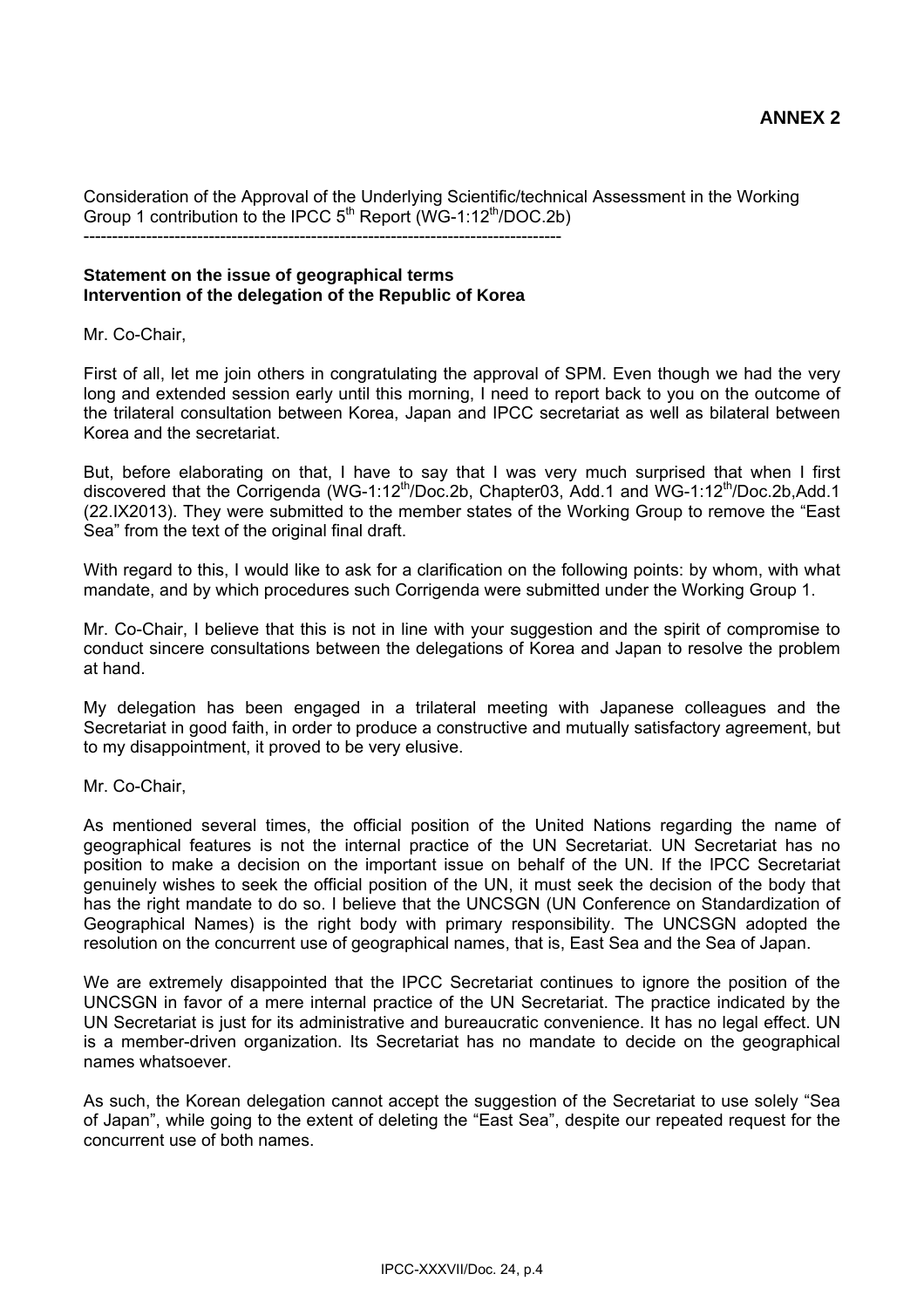**ANNEX 2**

Consideration of the Approval of the Underlying Scientific/technical Assessment in the Working Group 1 contribution to the IPCC 5th Report (WG-1:12th/DOC.2b)

---

**Statement on the issue of geographical terms**
**Intervention of the delegation of the Republic of Korea**

Mr. Co-Chair,

First of all, let me join others in congratulating the approval of SPM. Even though we had the very long and extended session early until this morning, I need to report back to you on the outcome of the trilateral consultation between Korea, Japan and IPCC secretariat as well as bilateral between Korea and the secretariat.

But, before elaborating on that, I have to say that I was very much surprised that when I first discovered that the Corrigenda (WG-1:12th/Doc.2b, Chapter03, Add.1 and WG-1:12th/Doc.2b,Add.1 (22.IX2013). They were submitted to the member states of the Working Group to remove the "East Sea" from the text of the original final draft.

With regard to this, I would like to ask for a clarification on the following points: by whom, with what mandate, and by which procedures such Corrigenda were submitted under the Working Group 1.

Mr. Co-Chair, I believe that this is not in line with your suggestion and the spirit of compromise to conduct sincere consultations between the delegations of Korea and Japan to resolve the problem at hand.

My delegation has been engaged in a trilateral meeting with Japanese colleagues and the Secretariat in good faith, in order to produce a constructive and mutually satisfactory agreement, but to my disappointment, it proved to be very elusive.

Mr. Co-Chair,

As mentioned several times, the official position of the United Nations regarding the name of geographical features is not the internal practice of the UN Secretariat. UN Secretariat has no position to make a decision on the important issue on behalf of the UN. If the IPCC Secretariat genuinely wishes to seek the official position of the UN, it must seek the decision of the body that has the right mandate to do so. I believe that the UNCSGN (UN Conference on Standardization of Geographical Names) is the right body with primary responsibility. The UNCSGN adopted the resolution on the concurrent use of geographical names, that is, East Sea and the Sea of Japan.

We are extremely disappointed that the IPCC Secretariat continues to ignore the position of the UNCSGN in favor of a mere internal practice of the UN Secretariat. The practice indicated by the UN Secretariat is just for its administrative and bureaucratic convenience. It has no legal effect. UN is a member-driven organization. Its Secretariat has no mandate to decide on the geographical names whatsoever.

As such, the Korean delegation cannot accept the suggestion of the Secretariat to use solely "Sea of Japan", while going to the extent of deleting the "East Sea", despite our repeated request for the concurrent use of both names.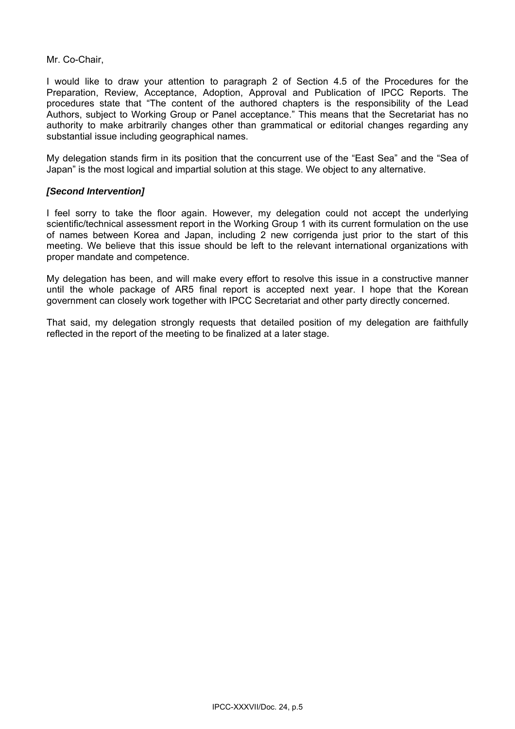Mr. Co-Chair,

I would like to draw your attention to paragraph 2 of Section 4.5 of the Procedures for the Preparation, Review, Acceptance, Adoption, Approval and Publication of IPCC Reports. The procedures state that "The content of the authored chapters is the responsibility of the Lead Authors, subject to Working Group or Panel acceptance." This means that the Secretariat has no authority to make arbitrarily changes other than grammatical or editorial changes regarding any substantial issue including geographical names.

My delegation stands firm in its position that the concurrent use of the "East Sea" and the "Sea of Japan" is the most logical and impartial solution at this stage. We object to any alternative.

***[Second Intervention]***

I feel sorry to take the floor again. However, my delegation could not accept the underlying scientific/technical assessment report in the Working Group 1 with its current formulation on the use of names between Korea and Japan, including 2 new corrigenda just prior to the start of this meeting. We believe that this issue should be left to the relevant international organizations with proper mandate and competence.

My delegation has been, and will make every effort to resolve this issue in a constructive manner until the whole package of AR5 final report is accepted next year. I hope that the Korean government can closely work together with IPCC Secretariat and other party directly concerned.

That said, my delegation strongly requests that detailed position of my delegation are faithfully reflected in the report of the meeting to be finalized at a later stage.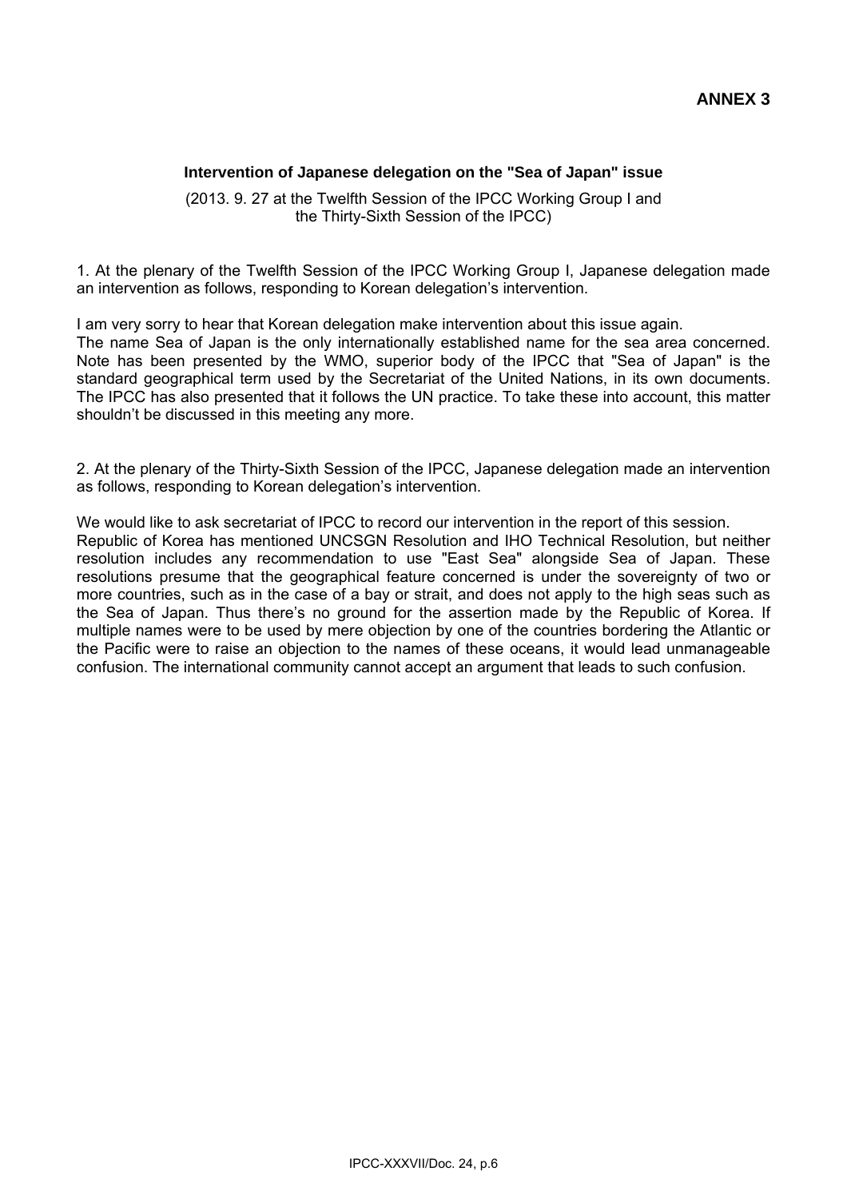**ANNEX 3**

**Intervention of Japanese delegation on the "Sea of Japan" issue**

(2013. 9. 27 at the Twelfth Session of the IPCC Working Group I and the Thirty-Sixth Session of the IPCC)

1. At the plenary of the Twelfth Session of the IPCC Working Group I, Japanese delegation made an intervention as follows, responding to Korean delegation's intervention.

I am very sorry to hear that Korean delegation make intervention about this issue again.
The name Sea of Japan is the only internationally established name for the sea area concerned. Note has been presented by the WMO, superior body of the IPCC that "Sea of Japan" is the standard geographical term used by the Secretariat of the United Nations, in its own documents. The IPCC has also presented that it follows the UN practice. To take these into account, this matter shouldn't be discussed in this meeting any more.

2. At the plenary of the Thirty-Sixth Session of the IPCC, Japanese delegation made an intervention as follows, responding to Korean delegation's intervention.

We would like to ask secretariat of IPCC to record our intervention in the report of this session.
Republic of Korea has mentioned UNCSGN Resolution and IHO Technical Resolution, but neither resolution includes any recommendation to use "East Sea" alongside Sea of Japan. These resolutions presume that the geographical feature concerned is under the sovereignty of two or more countries, such as in the case of a bay or strait, and does not apply to the high seas such as the Sea of Japan. Thus there's no ground for the assertion made by the Republic of Korea. If multiple names were to be used by mere objection by one of the countries bordering the Atlantic or the Pacific were to raise an objection to the names of these oceans, it would lead unmanageable confusion. The international community cannot accept an argument that leads to such confusion.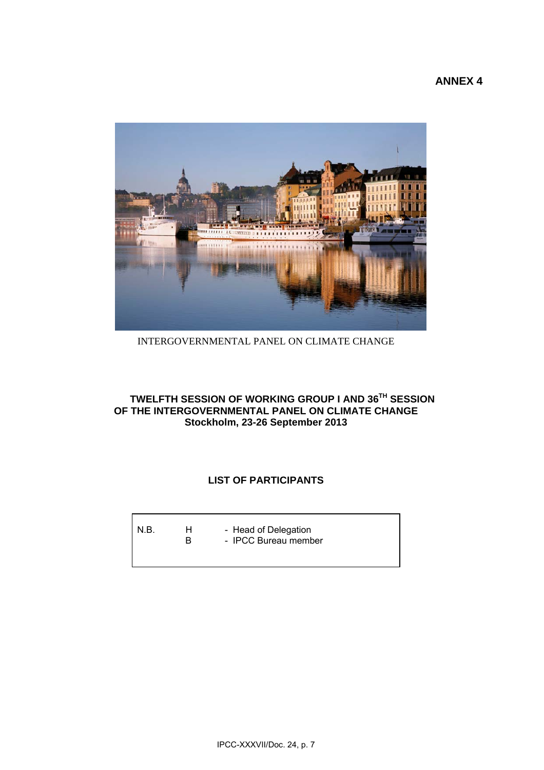**ANNEX 4**

INTERGOVERNMENTAL PANEL ON CLIMATE CHANGE

## TWELFTH SESSION OF WORKING GROUP I AND 36TH SESSION OF THE INTERGOVERNMENTAL PANEL ON CLIMATE CHANGE
## Stockholm, 23-26 September 2013

## LIST OF PARTICIPANTS

| N.B. | H | - Head of Delegation |
|---|---|---|
| | B | - IPCC Bureau member |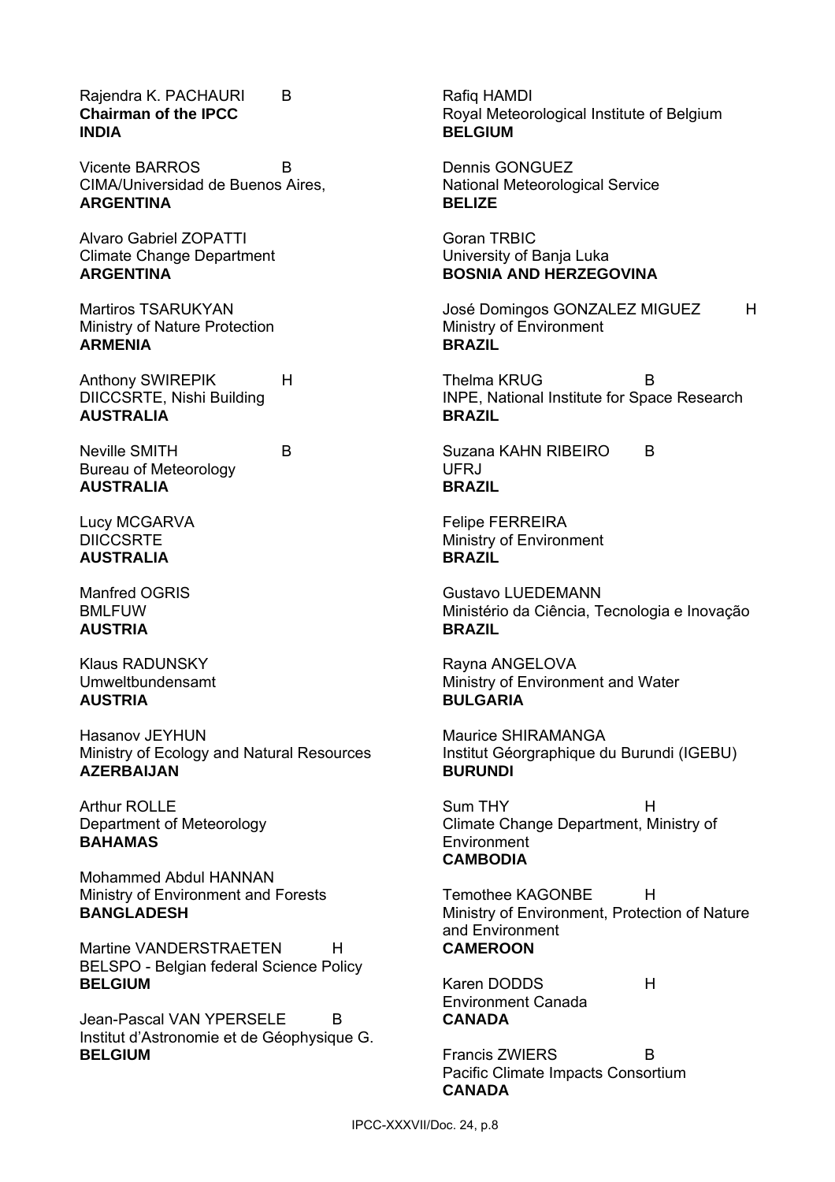Rajendra K. PACHAURI B
**Chairman of the IPCC**
**INDIA**

Vicente BARROS B
CIMA/Universidad de Buenos Aires,
**ARGENTINA**

Alvaro Gabriel ZOPATTI
Climate Change Department
**ARGENTINA**

Martiros TSARUKYAN
Ministry of Nature Protection
**ARMENIA**

Anthony SWIREPIK H
DIICCSRTE, Nishi Building
**AUSTRALIA**

Neville SMITH B
Bureau of Meteorology
**AUSTRALIA**

Lucy MCGARVA
DIICCSRTE
**AUSTRALIA**

Manfred OGRIS
BMLFUW
**AUSTRIA**

Klaus RADUNSKY
Umweltbundensamt
**AUSTRIA**

Hasanov JEYHUN
Ministry of Ecology and Natural Resources
**AZERBAIJAN**

Arthur ROLLE
Department of Meteorology
**BAHAMAS**

Mohammed Abdul HANNAN
Ministry of Environment and Forests
**BANGLADESH**

Martine VANDERSTRAETEN H
BELSPO - Belgian federal Science Policy
**BELGIUM**

Jean-Pascal VAN YPERSELE B
Institut d'Astronomie et de Géophysique G.
**BELGIUM**

Rafiq HAMDI
Royal Meteorological Institute of Belgium
**BELGIUM**

Dennis GONGUEZ
National Meteorological Service
**BELIZE**

Goran TRBIC
University of Banja Luka
**BOSNIA AND HERZEGOVINA**

José Domingos GONZALEZ MIGUEZ H
Ministry of Environment
**BRAZIL**

Thelma KRUG B
INPE, National Institute for Space Research
**BRAZIL**

Suzana KAHN RIBEIRO B
UFRJ
**BRAZIL**

Felipe FERREIRA
Ministry of Environment
**BRAZIL**

Gustavo LUEDEMANN
Ministério da Ciência, Tecnologia e Inovação
**BRAZIL**

Rayna ANGELOVA
Ministry of Environment and Water
**BULGARIA**

Maurice SHIRAMANGA
Institut Géorgraphique du Burundi (IGEBU)
**BURUNDI**

Sum THY H
Climate Change Department, Ministry of Environment
**CAMBODIA**

Temothee KAGONBE H
Ministry of Environment, Protection of Nature and Environment
**CAMEROON**

Karen DODDS H
Environment Canada
**CANADA**

Francis ZWIERS B
Pacific Climate Impacts Consortium
**CANADA**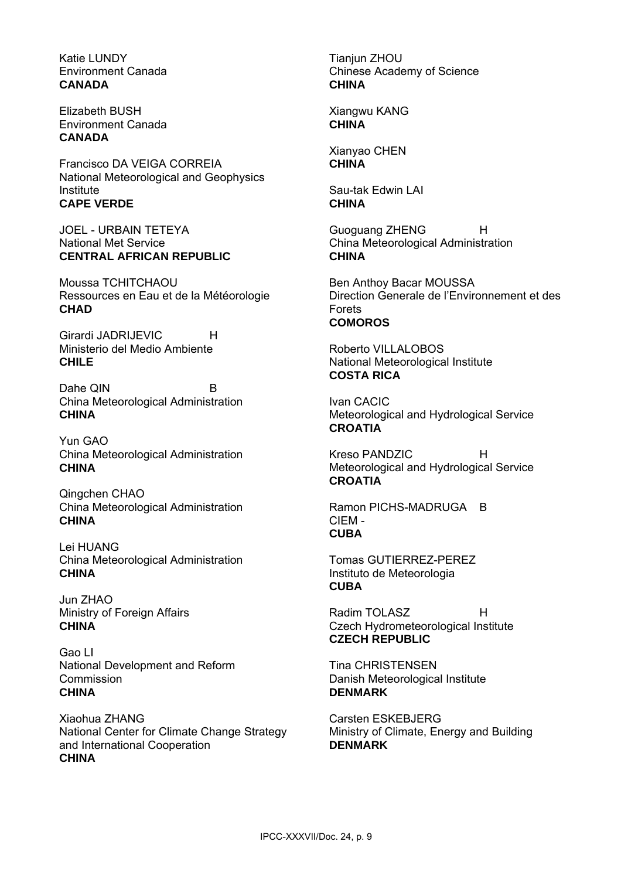Katie LUNDY
Environment Canada
**CANADA**

Elizabeth BUSH
Environment Canada
**CANADA**

Francisco DA VEIGA CORREIA
National Meteorological and Geophysics Institute
**CAPE VERDE**

JOEL - URBAIN TETEYA
National Met Service
**CENTRAL AFRICAN REPUBLIC**

Moussa TCHITCHAOU
Ressources en Eau et de la Météorologie
**CHAD**

Girardi JADRIJEVIC H
Ministerio del Medio Ambiente
**CHILE**

Dahe QIN B
China Meteorological Administration
**CHINA**

Yun GAO
China Meteorological Administration
**CHINA**

Qingchen CHAO
China Meteorological Administration
**CHINA**

Lei HUANG
China Meteorological Administration
**CHINA**

Jun ZHAO
Ministry of Foreign Affairs
**CHINA**

Gao LI
National Development and Reform Commission
**CHINA**

Xiaohua ZHANG
National Center for Climate Change Strategy and International Cooperation
**CHINA**

Tianjun ZHOU
Chinese Academy of Science
**CHINA**

Xiangwu KANG
**CHINA**

Xianyao CHEN
**CHINA**

Sau-tak Edwin LAI
**CHINA**

Guoguang ZHENG H
China Meteorological Administration
**CHINA**

Ben Anthoy Bacar MOUSSA
Direction Generale de l'Environnement et des Forets
**COMOROS**

Roberto VILLALOBOS
National Meteorological Institute
**COSTA RICA**

Ivan CACIC
Meteorological and Hydrological Service
**CROATIA**

Kreso PANDZIC H
Meteorological and Hydrological Service
**CROATIA**

Ramon PICHS-MADRUGA B
CIEM -
**CUBA**

Tomas GUTIERREZ-PEREZ
Instituto de Meteorologia
**CUBA**

Radim TOLASZ H
Czech Hydrometeorological Institute
**CZECH REPUBLIC**

Tina CHRISTENSEN
Danish Meteorological Institute
**DENMARK**

Carsten ESKEBJERG
Ministry of Climate, Energy and Building
**DENMARK**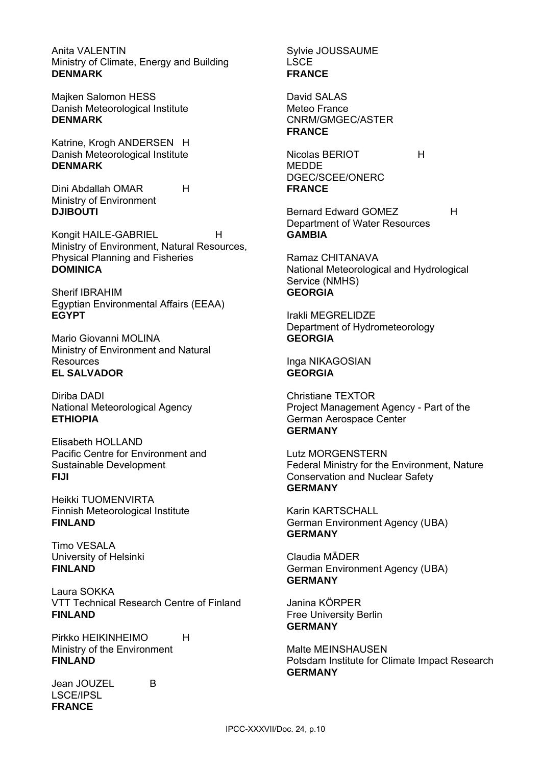Anita VALENTIN
Ministry of Climate, Energy and Building
**DENMARK**

Majken Salomon HESS
Danish Meteorological Institute
**DENMARK**

Katrine, Krogh ANDERSEN H
Danish Meteorological Institute
**DENMARK**

Dini Abdallah OMAR H
Ministry of Environment
**DJIBOUTI**

Kongit HAILE-GABRIEL H
Ministry of Environment, Natural Resources, Physical Planning and Fisheries
**DOMINICA**

Sherif IBRAHIM
Egyptian Environmental Affairs (EEAA)
**EGYPT**

Mario Giovanni MOLINA
Ministry of Environment and Natural Resources
**EL SALVADOR**

Diriba DADI
National Meteorological Agency
**ETHIOPIA**

Elisabeth HOLLAND
Pacific Centre for Environment and Sustainable Development
**FIJI**

Heikki TUOMENVIRTA
Finnish Meteorological Institute
**FINLAND**

Timo VESALA
University of Helsinki
**FINLAND**

Laura SOKKA
VTT Technical Research Centre of Finland
**FINLAND**

Pirkko HEIKINHEIMO H
Ministry of the Environment
**FINLAND**

Jean JOUZEL B
LSCE/IPSL
**FRANCE**

Sylvie JOUSSAUME
LSCE
**FRANCE**

David SALAS
Meteo France
CNRM/GMGEC/ASTER
**FRANCE**

Nicolas BERIOT H
MEDDE
DGEC/SCEE/ONERC
**FRANCE**

Bernard Edward GOMEZ H
Department of Water Resources
**GAMBIA**

Ramaz CHITANAVA
National Meteorological and Hydrological Service (NMHS)
**GEORGIA**

Irakli MEGRELIDZE
Department of Hydrometeorology
**GEORGIA**

Inga NIKAGOSIAN
**GEORGIA**

Christiane TEXTOR
Project Management Agency - Part of the German Aerospace Center
**GERMANY**

Lutz MORGENSTERN
Federal Ministry for the Environment, Nature Conservation and Nuclear Safety
**GERMANY**

Karin KARTSCHALL
German Environment Agency (UBA)
**GERMANY**

Claudia MÄDER
German Environment Agency (UBA)
**GERMANY**

Janina KÖRPER
Free University Berlin
**GERMANY**

Malte MEINSHAUSEN
Potsdam Institute for Climate Impact Research
**GERMANY**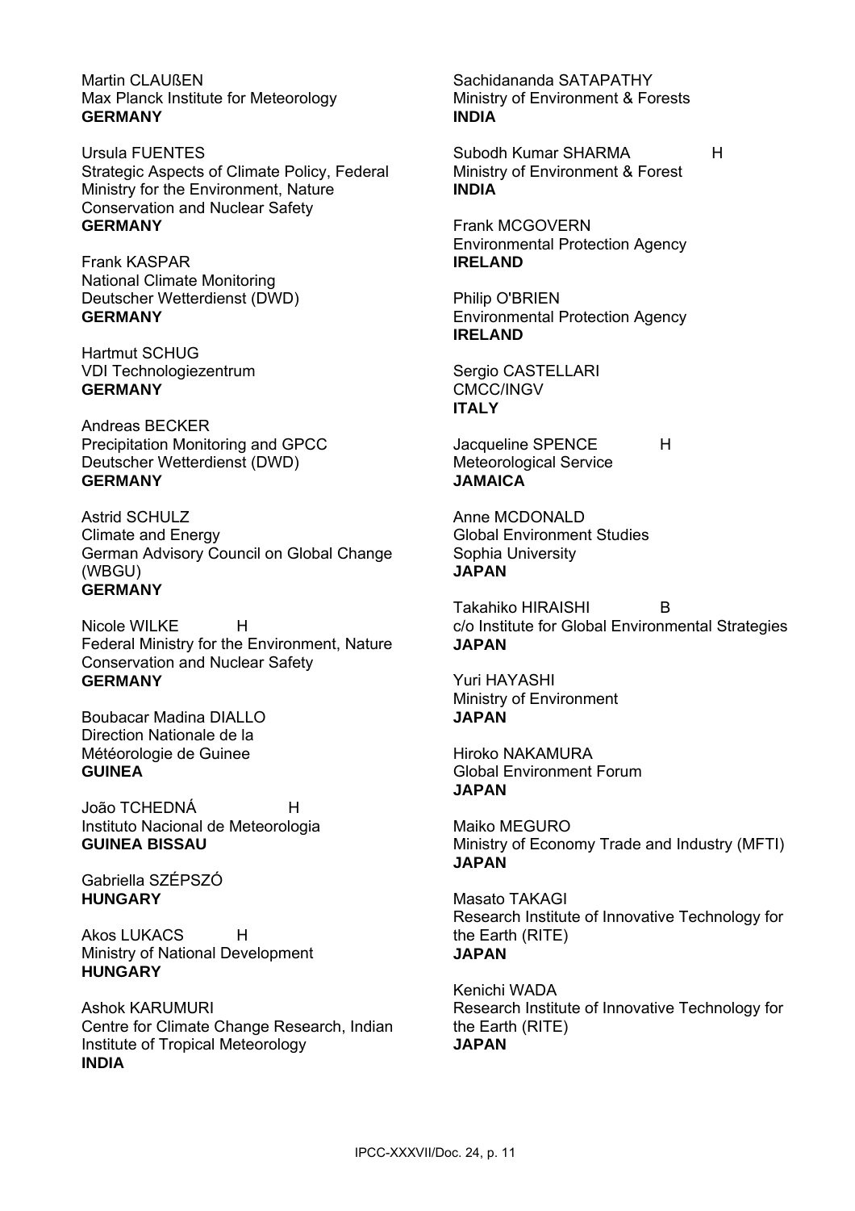Martin CLAUßEN
Max Planck Institute for Meteorology
**GERMANY**

Ursula FUENTES
Strategic Aspects of Climate Policy, Federal Ministry for the Environment, Nature Conservation and Nuclear Safety
**GERMANY**

Frank KASPAR
National Climate Monitoring
Deutscher Wetterdienst (DWD)
**GERMANY**

Hartmut SCHUG
VDI Technologiezentrum
**GERMANY**

Andreas BECKER
Precipitation Monitoring and GPCC
Deutscher Wetterdienst (DWD)
**GERMANY**

Astrid SCHULZ
Climate and Energy
German Advisory Council on Global Change (WBGU)
**GERMANY**

Nicole WILKE H
Federal Ministry for the Environment, Nature Conservation and Nuclear Safety
**GERMANY**

Boubacar Madina DIALLO
Direction Nationale de la Météorologie de Guinee
**GUINEA**

João TCHEDNÁ H
Instituto Nacional de Meteorologia
**GUINEA BISSAU**

Gabriella SZÉPSZÓ
**HUNGARY**

Akos LUKACS H
Ministry of National Development
**HUNGARY**

Ashok KARUMURI
Centre for Climate Change Research, Indian Institute of Tropical Meteorology
**INDIA**

Sachidananda SATAPATHY
Ministry of Environment & Forests
**INDIA**

Subodh Kumar SHARMA H
Ministry of Environment & Forest
**INDIA**

Frank MCGOVERN
Environmental Protection Agency
**IRELAND**

Philip O'BRIEN
Environmental Protection Agency
**IRELAND**

Sergio CASTELLARI
CMCC/INGV
**ITALY**

Jacqueline SPENCE H
Meteorological Service
**JAMAICA**

Anne MCDONALD
Global Environment Studies
Sophia University
**JAPAN**

Takahiko HIRAISHI B
c/o Institute for Global Environmental Strategies
**JAPAN**

Yuri HAYASHI
Ministry of Environment
**JAPAN**

Hiroko NAKAMURA
Global Environment Forum
**JAPAN**

Maiko MEGURO
Ministry of Economy Trade and Industry (MFTI)
**JAPAN**

Masato TAKAGI
Research Institute of Innovative Technology for the Earth (RITE)
**JAPAN**

Kenichi WADA
Research Institute of Innovative Technology for the Earth (RITE)
**JAPAN**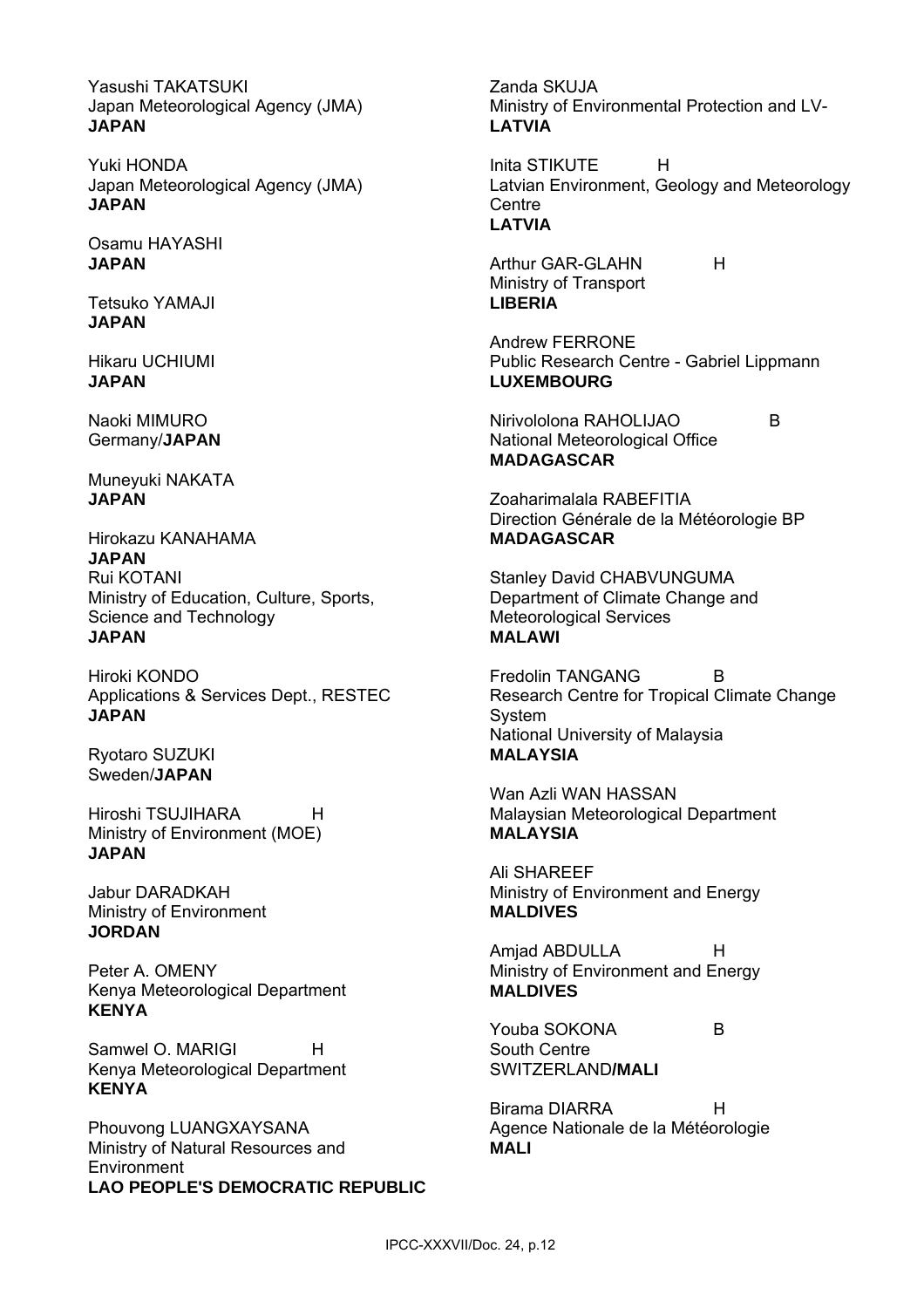Yasushi TAKATSUKI
Japan Meteorological Agency (JMA)
**JAPAN**

Yuki HONDA
Japan Meteorological Agency (JMA)
**JAPAN**

Osamu HAYASHI
**JAPAN**

Tetsuko YAMAJI
**JAPAN**

Hikaru UCHIUMI
**JAPAN**

Naoki MIMURO
Germany/**JAPAN**

Muneyuki NAKATA
**JAPAN**

Hirokazu KANAHAMA
**JAPAN**

Rui KOTANI
Ministry of Education, Culture, Sports, Science and Technology
**JAPAN**

Hiroki KONDO
Applications & Services Dept., RESTEC
**JAPAN**

Ryotaro SUZUKI
Sweden/**JAPAN**

Hiroshi TSUJIHARA H
Ministry of Environment (MOE)
**JAPAN**

Jabur DARADKAH
Ministry of Environment
**JORDAN**

Peter A. OMENY
Kenya Meteorological Department
**KENYA**

Samwel O. MARIGI H
Kenya Meteorological Department
**KENYA**

Phouvong LUANGXAYSANA
Ministry of Natural Resources and Environment
**LAO PEOPLE'S DEMOCRATIC REPUBLIC**

Zanda SKUJA
Ministry of Environmental Protection and LV-
**LATVIA**

Inita STIKUTE H
Latvian Environment, Geology and Meteorology Centre
**LATVIA**

Arthur GAR-GLAHN H
Ministry of Transport
**LIBERIA**

Andrew FERRONE
Public Research Centre - Gabriel Lippmann
**LUXEMBOURG**

Nirivololona RAHOLIJAO B
National Meteorological Office
**MADAGASCAR**

Zoaharimalala RABEFITIA
Direction Générale de la Météorologie BP
**MADAGASCAR**

Stanley David CHABVUNGUMA
Department of Climate Change and Meteorological Services
**MALAWI**

Fredolin TANGANG B
Research Centre for Tropical Climate Change System
National University of Malaysia
**MALAYSIA**

Wan Azli WAN HASSAN
Malaysian Meteorological Department
**MALAYSIA**

Ali SHAREEF
Ministry of Environment and Energy
**MALDIVES**

Amjad ABDULLA H
Ministry of Environment and Energy
**MALDIVES**

Youba SOKONA B
South Centre
SWITZERLAND/**MALI**

Birama DIARRA H
Agence Nationale de la Météorologie
**MALI**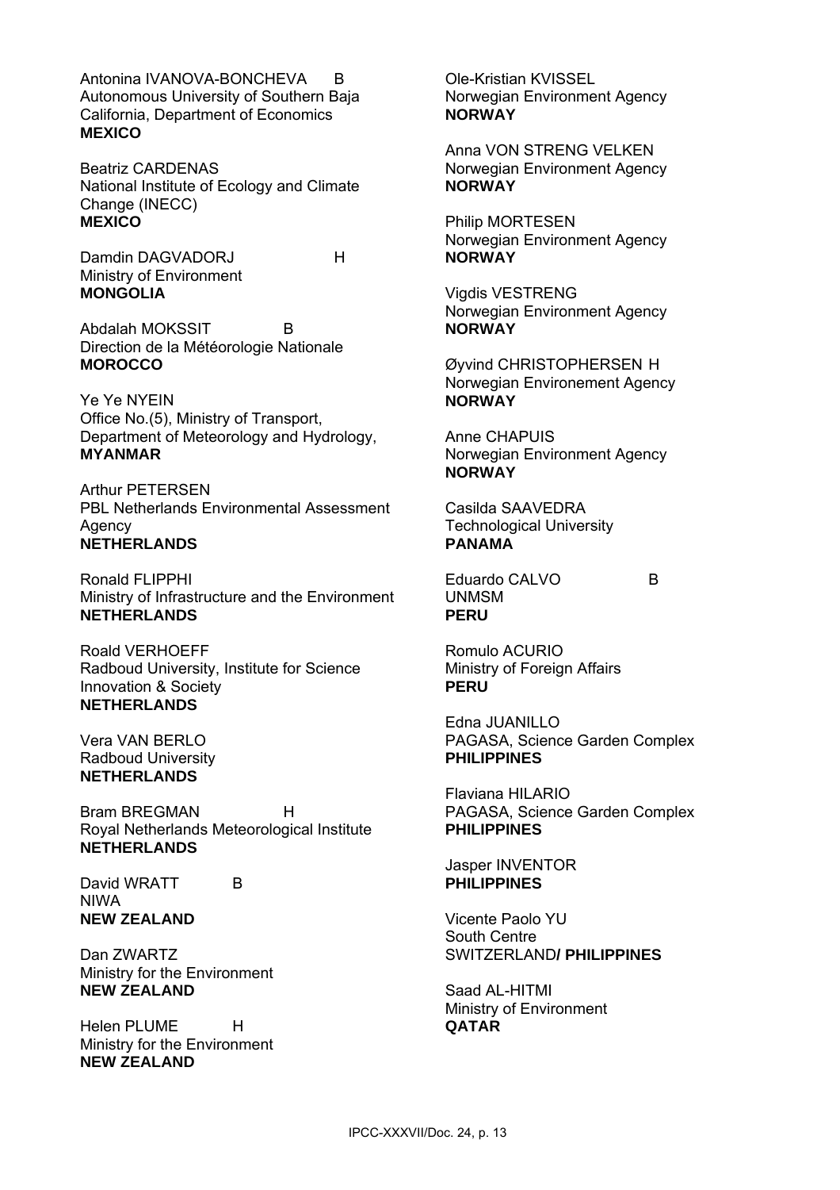Antonina IVANOVA-BONCHEVA B
Autonomous University of Southern Baja California, Department of Economics
**MEXICO**

Beatriz CARDENAS
National Institute of Ecology and Climate Change (INECC)
**MEXICO**

Damdin DAGVADORJ H
Ministry of Environment
**MONGOLIA**

Abdalah MOKSSIT B
Direction de la Météorologie Nationale
**MOROCCO**

Ye Ye NYEIN
Office No.(5), Ministry of Transport, Department of Meteorology and Hydrology,
**MYANMAR**

Arthur PETERSEN
PBL Netherlands Environmental Assessment Agency
**NETHERLANDS**

Ronald FLIPPHI
Ministry of Infrastructure and the Environment
**NETHERLANDS**

Roald VERHOEFF
Radboud University, Institute for Science Innovation & Society
**NETHERLANDS**

Vera VAN BERLO
Radboud University
**NETHERLANDS**

Bram BREGMAN H
Royal Netherlands Meteorological Institute
**NETHERLANDS**

David WRATT B
NIWA
**NEW ZEALAND**

Dan ZWARTZ
Ministry for the Environment
**NEW ZEALAND**

Helen PLUME H
Ministry for the Environment
**NEW ZEALAND**

Ole-Kristian KVISSEL
Norwegian Environment Agency
**NORWAY**

Anna VON STRENG VELKEN
Norwegian Environment Agency
**NORWAY**

Philip MORTESEN
Norwegian Environment Agency
**NORWAY**

Vigdis VESTRENG
Norwegian Environment Agency
**NORWAY**

Øyvind CHRISTOPHERSEN H
Norwegian Environement Agency
**NORWAY**

Anne CHAPUIS
Norwegian Environment Agency
**NORWAY**

Casilda SAAVEDRA
Technological University
**PANAMA**

Eduardo CALVO B
UNMSM
**PERU**

Romulo ACURIO
Ministry of Foreign Affairs
**PERU**

Edna JUANILLO
PAGASA, Science Garden Complex
**PHILIPPINES**

Flaviana HILARIO
PAGASA, Science Garden Complex
**PHILIPPINES**

Jasper INVENTOR
**PHILIPPINES**

Vicente Paolo YU
South Centre
SWITZERLAND**/ PHILIPPINES**

Saad AL-HITMI
Ministry of Environment
**QATAR**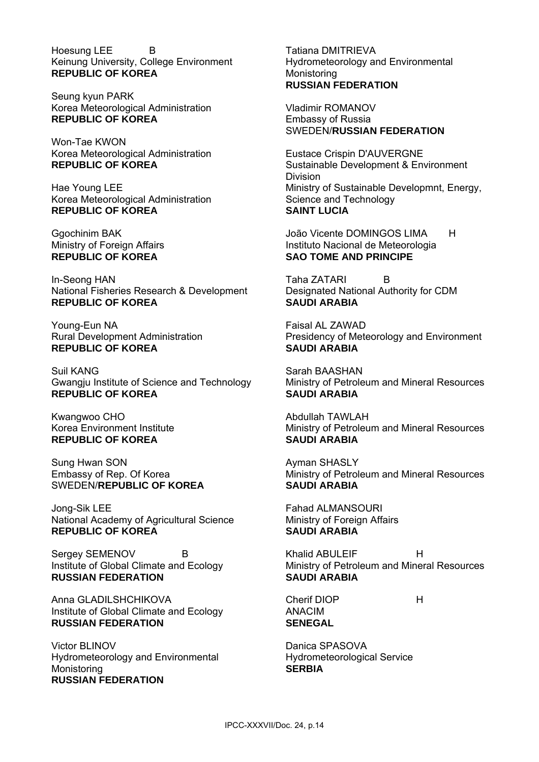Hoesung LEE B
Keinung University, College Environment
**REPUBLIC OF KOREA**

Seung kyun PARK
Korea Meteorological Administration
**REPUBLIC OF KOREA**

Won-Tae KWON
Korea Meteorological Administration
**REPUBLIC OF KOREA**

Hae Young LEE
Korea Meteorological Administration
**REPUBLIC OF KOREA**

Ggochinim BAK
Ministry of Foreign Affairs
**REPUBLIC OF KOREA**

In-Seong HAN
National Fisheries Research & Development
**REPUBLIC OF KOREA**

Young-Eun NA
Rural Development Administration
**REPUBLIC OF KOREA**

Suil KANG
Gwangju Institute of Science and Technology
**REPUBLIC OF KOREA**

Kwangwoo CHO
Korea Environment Institute
**REPUBLIC OF KOREA**

Sung Hwan SON
Embassy of Rep. Of Korea
SWEDEN/**REPUBLIC OF KOREA**

Jong-Sik LEE
National Academy of Agricultural Science
**REPUBLIC OF KOREA**

Sergey SEMENOV B
Institute of Global Climate and Ecology
**RUSSIAN FEDERATION**

Anna GLADILSHCHIKOVA
Institute of Global Climate and Ecology
**RUSSIAN FEDERATION**

Victor BLINOV
Hydrometeorology and Environmental Monistoring
**RUSSIAN FEDERATION**

Tatiana DMITRIEVA
Hydrometeorology and Environmental Monistoring
**RUSSIAN FEDERATION**

Vladimir ROMANOV
Embassy of Russia
SWEDEN/**RUSSIAN FEDERATION**

Eustace Crispin D'AUVERGNE
Sustainable Development & Environment Division
Ministry of Sustainable Developmnt, Energy, Science and Technology
**SAINT LUCIA**

João Vicente DOMINGOS LIMA H
Instituto Nacional de Meteorologia
**SAO TOME AND PRINCIPE**

Taha ZATARI B
Designated National Authority for CDM
**SAUDI ARABIA**

Faisal AL ZAWAD
Presidency of Meteorology and Environment
**SAUDI ARABIA**

Sarah BAASHAN
Ministry of Petroleum and Mineral Resources
**SAUDI ARABIA**

Abdullah TAWLAH
Ministry of Petroleum and Mineral Resources
**SAUDI ARABIA**

Ayman SHASLY
Ministry of Petroleum and Mineral Resources
**SAUDI ARABIA**

Fahad ALMANSOURI
Ministry of Foreign Affairs
**SAUDI ARABIA**

Khalid ABULEIF H
Ministry of Petroleum and Mineral Resources
**SAUDI ARABIA**

Cherif DIOP H
ANACIM
**SENEGAL**

Danica SPASOVA
Hydrometeorological Service
**SERBIA**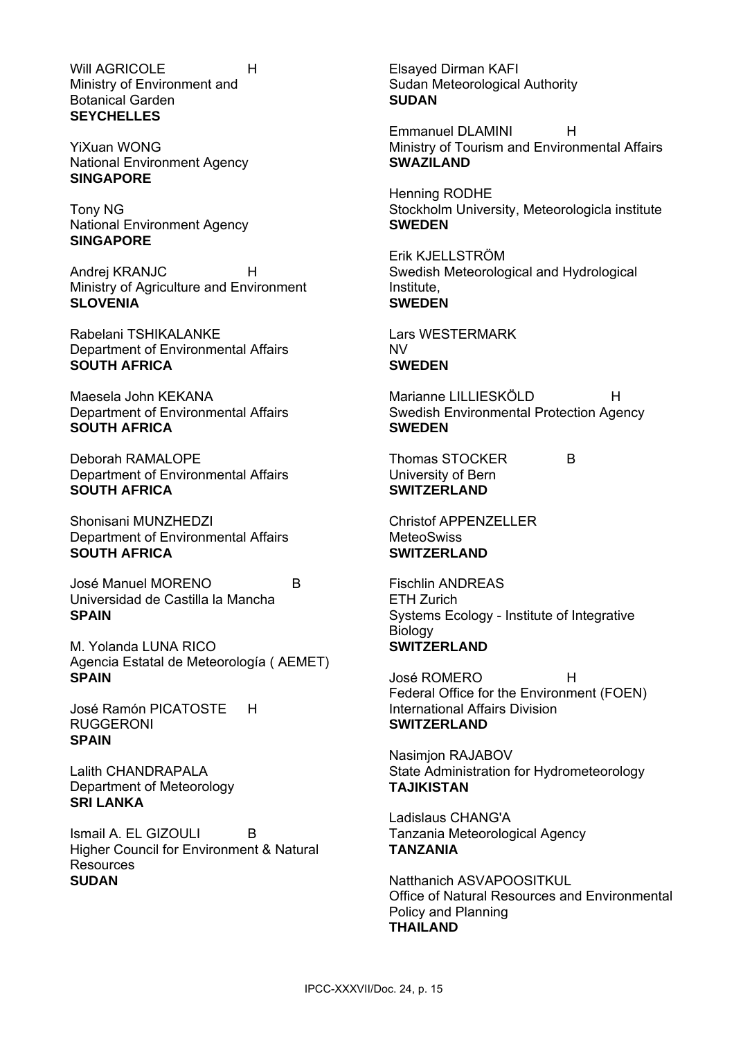Will AGRICOLE H
Ministry of Environment and Botanical Garden
**SEYCHELLES**

YiXuan WONG
National Environment Agency
**SINGAPORE**

Tony NG
National Environment Agency
**SINGAPORE**

Andrej KRANJC H
Ministry of Agriculture and Environment
**SLOVENIA**

Rabelani TSHIKALANKE
Department of Environmental Affairs
**SOUTH AFRICA**

Maesela John KEKANA
Department of Environmental Affairs
**SOUTH AFRICA**

Deborah RAMALOPE
Department of Environmental Affairs
**SOUTH AFRICA**

Shonisani MUNZHEDZI
Department of Environmental Affairs
**SOUTH AFRICA**

José Manuel MORENO B
Universidad de Castilla la Mancha
**SPAIN**

M. Yolanda LUNA RICO
Agencia Estatal de Meteorología ( AEMET)
**SPAIN**

José Ramón PICATOSTE RUGGERONI H
**SPAIN**

Lalith CHANDRAPALA
Department of Meteorology
**SRI LANKA**

Ismail A. EL GIZOULI B
Higher Council for Environment & Natural Resources
**SUDAN**

Elsayed Dirman KAFI
Sudan Meteorological Authority
**SUDAN**

Emmanuel DLAMINI H
Ministry of Tourism and Environmental Affairs
**SWAZILAND**

Henning RODHE
Stockholm University, Meteorologicla institute
**SWEDEN**

Erik KJELLSTRÖM
Swedish Meteorological and Hydrological Institute,
**SWEDEN**

Lars WESTERMARK
NV
**SWEDEN**

Marianne LILLIESKÖLD H
Swedish Environmental Protection Agency
**SWEDEN**

Thomas STOCKER B
University of Bern
**SWITZERLAND**

Christof APPENZELLER
MeteoSwiss
**SWITZERLAND**

Fischlin ANDREAS
ETH Zurich
Systems Ecology - Institute of Integrative Biology
**SWITZERLAND**

José ROMERO H
Federal Office for the Environment (FOEN)
International Affairs Division
**SWITZERLAND**

Nasimjon RAJABOV
State Administration for Hydrometeorology
**TAJIKISTAN**

Ladislaus CHANG'A
Tanzania Meteorological Agency
**TANZANIA**

Natthanich ASVAPOOSITKUL
Office of Natural Resources and Environmental Policy and Planning
**THAILAND**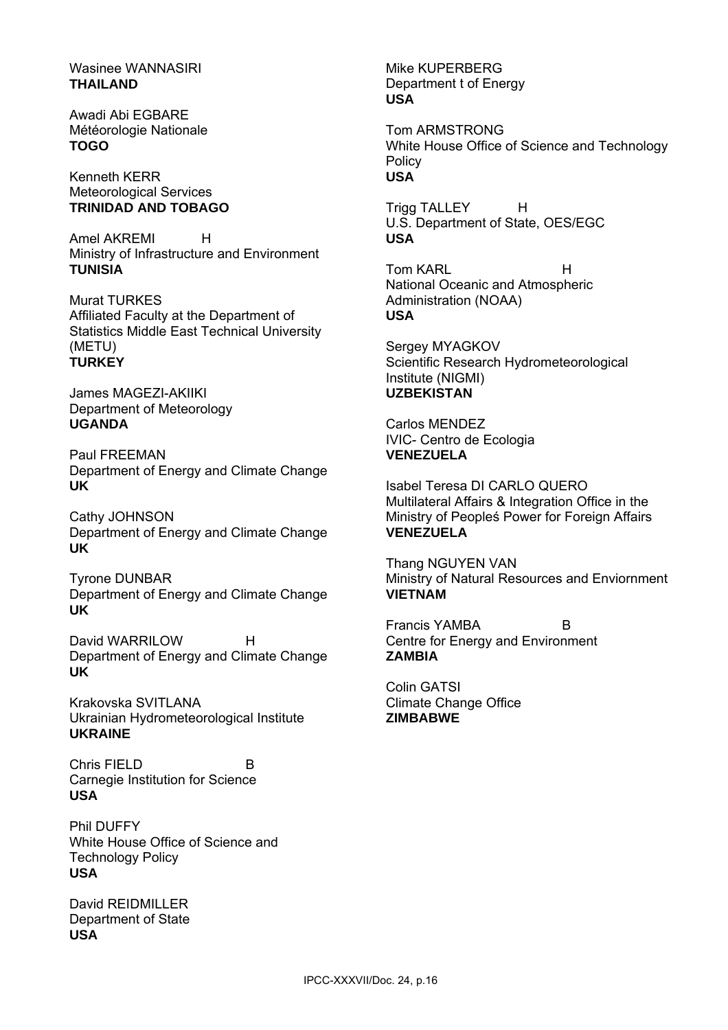Wasinee WANNASIRI
**THAILAND**

Awadi Abi EGBARE
Météorologie Nationale
**TOGO**

Kenneth KERR
Meteorological Services
**TRINIDAD AND TOBAGO**

Amel AKREMI H
Ministry of Infrastructure and Environment
**TUNISIA**

Murat TURKES
Affiliated Faculty at the Department of Statistics Middle East Technical University (METU)
**TURKEY**

James MAGEZI-AKIIKI
Department of Meteorology
**UGANDA**

Paul FREEMAN
Department of Energy and Climate Change
**UK**

Cathy JOHNSON
Department of Energy and Climate Change
**UK**

Tyrone DUNBAR
Department of Energy and Climate Change
**UK**

David WARRILOW H
Department of Energy and Climate Change
**UK**

Krakovska SVITLANA
Ukrainian Hydrometeorological Institute
**UKRAINE**

Chris FIELD B
Carnegie Institution for Science
**USA**

Phil DUFFY
White House Office of Science and Technology Policy
**USA**

David REIDMILLER
Department of State
**USA**

Mike KUPERBERG
Department t of Energy
**USA**

Tom ARMSTRONG
White House Office of Science and Technology Policy
**USA**

Trigg TALLEY H
U.S. Department of State, OES/EGC
**USA**

Tom KARL H
National Oceanic and Atmospheric Administration (NOAA)
**USA**

Sergey MYAGKOV
Scientific Research Hydrometeorological Institute (NIGMI)
**UZBEKISTAN**

Carlos MENDEZ
IVIC- Centro de Ecologia
**VENEZUELA**

Isabel Teresa DI CARLO QUERO
Multilateral Affairs & Integration Office in the Ministry of Peopleś Power for Foreign Affairs
**VENEZUELA**

Thang NGUYEN VAN
Ministry of Natural Resources and Enviornment
**VIETNAM**

Francis YAMBA B
Centre for Energy and Environment
**ZAMBIA**

Colin GATSI
Climate Change Office
**ZIMBABWE**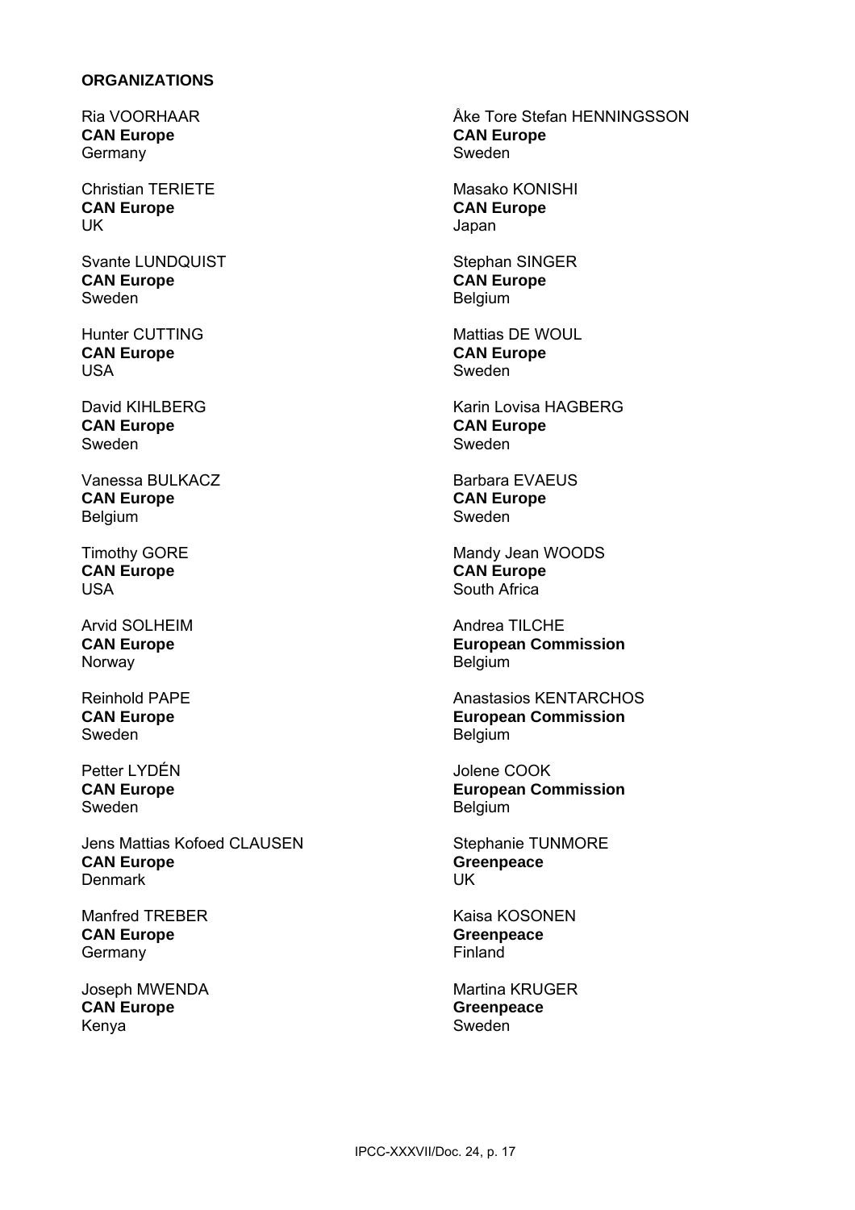**ORGANIZATIONS**

Ria VOORHAAR
**CAN Europe**
Germany

Christian TERIETE
**CAN Europe**
UK

Svante LUNDQUIST
**CAN Europe**
Sweden

Hunter CUTTING
**CAN Europe**
USA

David KIHLBERG
**CAN Europe**
Sweden

Vanessa BULKACZ
**CAN Europe**
Belgium

Timothy GORE
**CAN Europe**
USA

Arvid SOLHEIM
**CAN Europe**
Norway

Reinhold PAPE
**CAN Europe**
Sweden

Petter LYDÉN
**CAN Europe**
Sweden

Jens Mattias Kofoed CLAUSEN
**CAN Europe**
Denmark

Manfred TREBER
**CAN Europe**
Germany

Joseph MWENDA
**CAN Europe**
Kenya

Åke Tore Stefan HENNINGSSON
**CAN Europe**
Sweden

Masako KONISHI
**CAN Europe**
Japan

Stephan SINGER
**CAN Europe**
Belgium

Mattias DE WOUL
**CAN Europe**
Sweden

Karin Lovisa HAGBERG
**CAN Europe**
Sweden

Barbara EVAEUS
**CAN Europe**
Sweden

Mandy Jean WOODS
**CAN Europe**
South Africa

Andrea TILCHE
**European Commission**
Belgium

Anastasios KENTARCHOS
**European Commission**
Belgium

Jolene COOK
**European Commission**
Belgium

Stephanie TUNMORE
**Greenpeace**
UK

Kaisa KOSONEN
**Greenpeace**
Finland

Martina KRUGER
**Greenpeace**
Sweden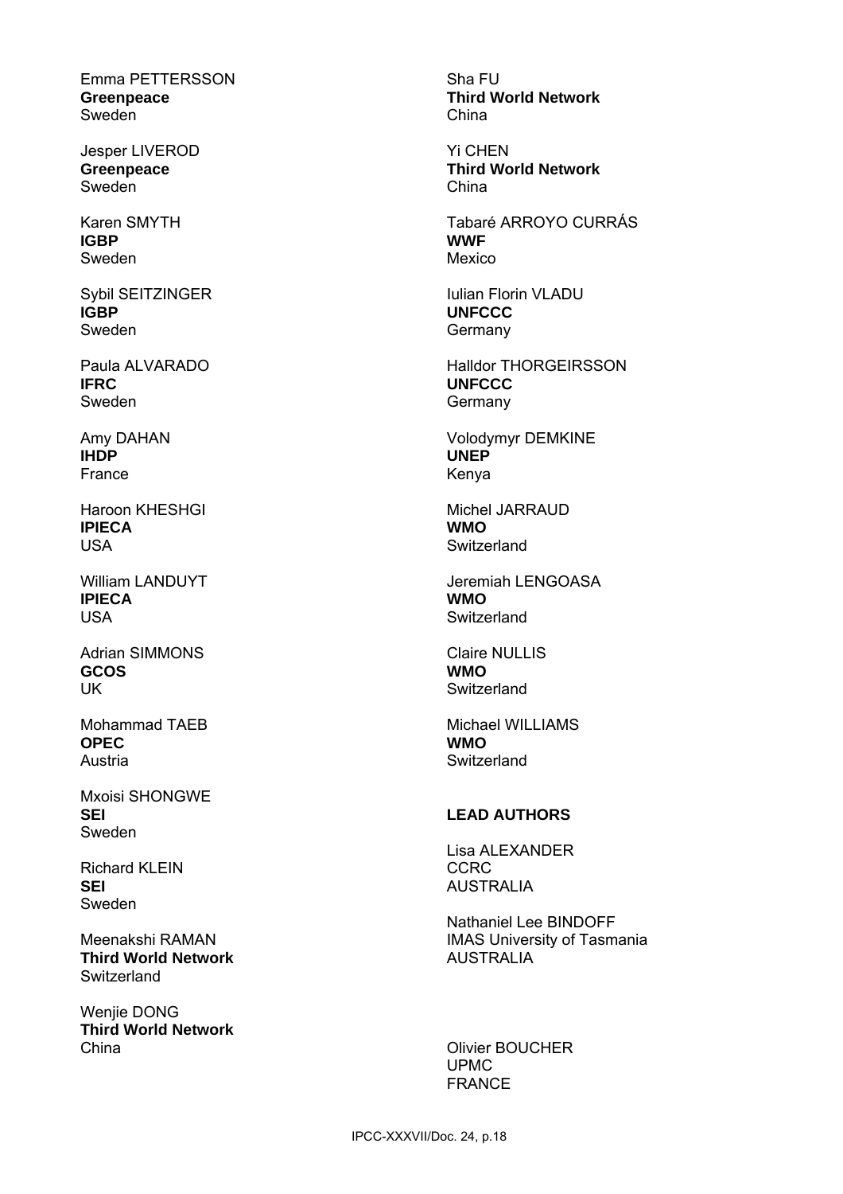Emma PETTERSSON
**Greenpeace**
Sweden

Jesper LIVEROD
**Greenpeace**
Sweden

Karen SMYTH
**IGBP**
Sweden

Sybil SEITZINGER
**IGBP**
Sweden

Paula ALVARADO
**IFRC**
Sweden

Amy DAHAN
**IHDP**
France

Haroon KHESHGI
**IPIECA**
USA

William LANDUYT
**IPIECA**
USA

Adrian SIMMONS
**GCOS**
UK

Mohammad TAEB
**OPEC**
Austria

Mxoisi SHONGWE
**SEI**
Sweden

Richard KLEIN
**SEI**
Sweden

Meenakshi RAMAN
**Third World Network**
Switzerland

Wenjie DONG
**Third World Network**
China

Sha FU
**Third World Network**
China

Yi CHEN
**Third World Network**
China

Tabaré ARROYO CURRÁS
**WWF**
Mexico

Iulian Florin VLADU
**UNFCCC**
Germany

Halldor THORGEIRSSON
**UNFCCC**
Germany

Volodymyr DEMKINE
**UNEP**
Kenya

Michel JARRAUD
**WMO**
Switzerland

Jeremiah LENGOASA
**WMO**
Switzerland

Claire NULLIS
**WMO**
Switzerland

Michael WILLIAMS
**WMO**
Switzerland

**LEAD AUTHORS**

Lisa ALEXANDER
CCRC
AUSTRALIA

Nathaniel Lee BINDOFF
IMAS University of Tasmania
AUSTRALIA

Olivier BOUCHER
UPMC
FRANCE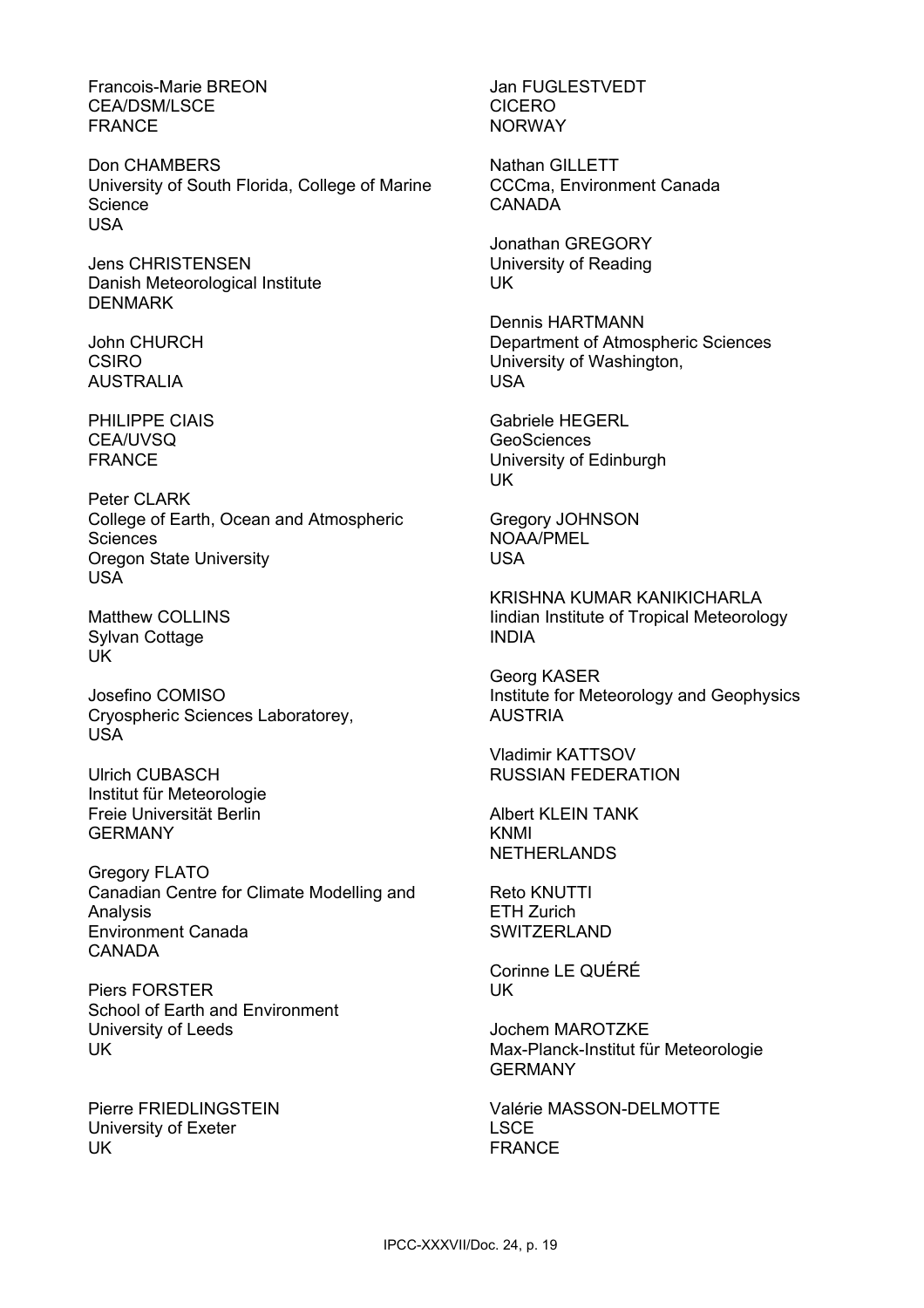Francois-Marie BREON
CEA/DSM/LSCE
FRANCE

Don CHAMBERS
University of South Florida, College of Marine Science
USA

Jens CHRISTENSEN
Danish Meteorological Institute
DENMARK

John CHURCH
CSIRO
AUSTRALIA

PHILIPPE CIAIS
CEA/UVSQ
FRANCE

Peter CLARK
College of Earth, Ocean and Atmospheric Sciences
Oregon State University
USA

Matthew COLLINS
Sylvan Cottage
UK

Josefino COMISO
Cryospheric Sciences Laboratorey,
USA

Ulrich CUBASCH
Institut für Meteorologie
Freie Universität Berlin
GERMANY

Gregory FLATO
Canadian Centre for Climate Modelling and Analysis
Environment Canada
CANADA

Piers FORSTER
School of Earth and Environment
University of Leeds
UK

Pierre FRIEDLINGSTEIN
University of Exeter
UK

Jan FUGLESTVEDT
CICERO
NORWAY

Nathan GILLETT
CCCma, Environment Canada
CANADA

Jonathan GREGORY
University of Reading
UK

Dennis HARTMANN
Department of Atmospheric Sciences
University of Washington,
USA

Gabriele HEGERL
GeoSciences
University of Edinburgh
UK

Gregory JOHNSON
NOAA/PMEL
USA

KRISHNA KUMAR KANIKICHARLA
Iindian Institute of Tropical Meteorology
INDIA

Georg KASER
Institute for Meteorology and Geophysics
AUSTRIA

Vladimir KATTSOV
RUSSIAN FEDERATION

Albert KLEIN TANK
KNMI
NETHERLANDS

Reto KNUTTI
ETH Zurich
SWITZERLAND

Corinne LE QUÉRÉ
UK

Jochem MAROTZKE
Max-Planck-Institut für Meteorologie
GERMANY

Valérie MASSON-DELMOTTE
LSCE
FRANCE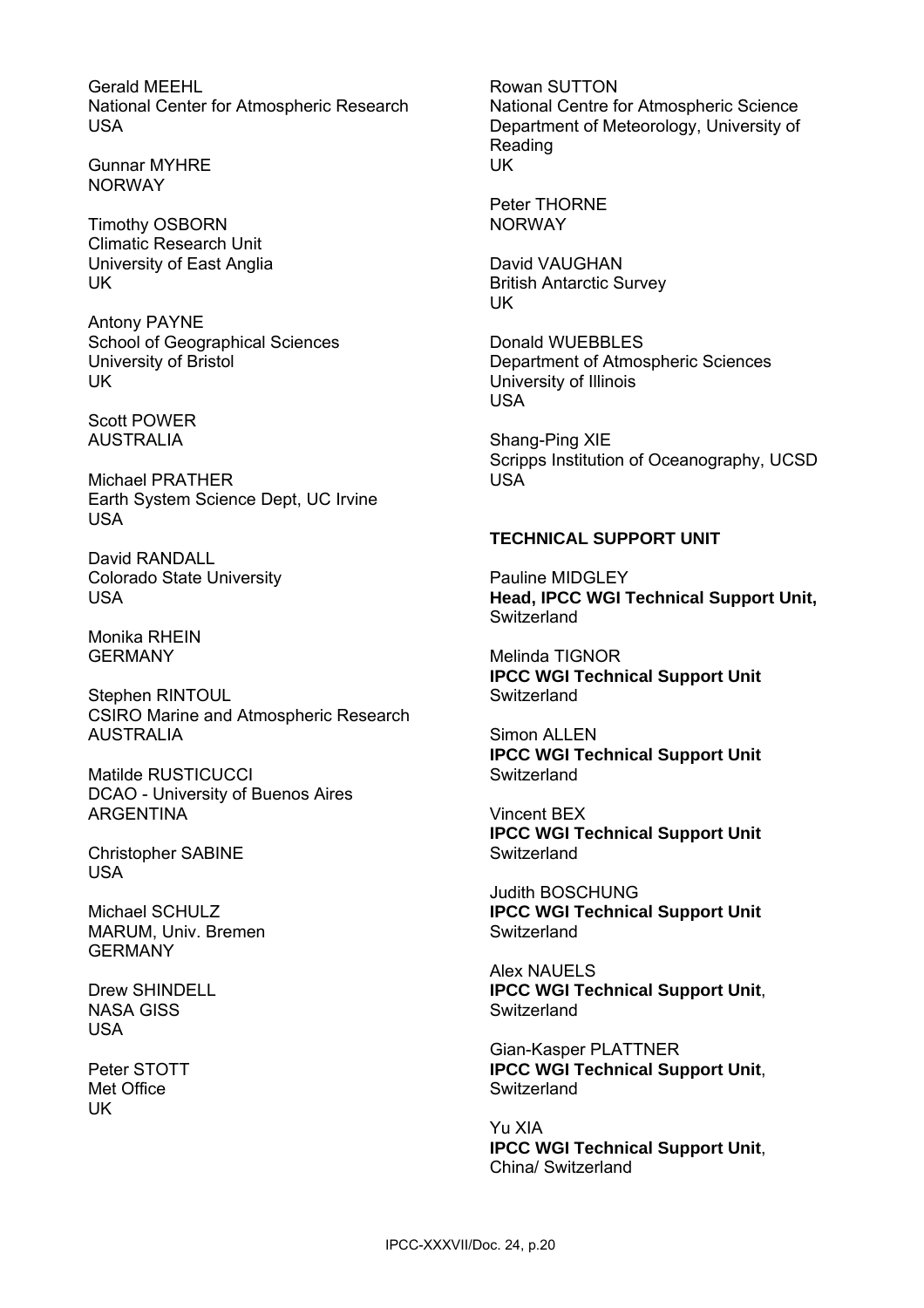Gerald MEEHL
National Center for Atmospheric Research
USA

Gunnar MYHRE
NORWAY

Timothy OSBORN
Climatic Research Unit
University of East Anglia
UK

Antony PAYNE
School of Geographical Sciences
University of Bristol
UK

Scott POWER
AUSTRALIA

Michael PRATHER
Earth System Science Dept, UC Irvine
USA

David RANDALL
Colorado State University
USA

Monika RHEIN
GERMANY

Stephen RINTOUL
CSIRO Marine and Atmospheric Research
AUSTRALIA

Matilde RUSTICUCCI
DCAO - University of Buenos Aires
ARGENTINA

Christopher SABINE
USA

Michael SCHULZ
MARUM, Univ. Bremen
GERMANY

Drew SHINDELL
NASA GISS
USA

Peter STOTT
Met Office
UK

Rowan SUTTON
National Centre for Atmospheric Science
Department of Meteorology, University of Reading
UK

Peter THORNE
NORWAY

David VAUGHAN
British Antarctic Survey
UK

Donald WUEBBLES
Department of Atmospheric Sciences
University of Illinois
USA

Shang-Ping XIE
Scripps Institution of Oceanography, UCSD
USA

**TECHNICAL SUPPORT UNIT**

Pauline MIDGLEY
**Head, IPCC WGI Technical Support Unit,**
Switzerland

Melinda TIGNOR
**IPCC WGI Technical Support Unit**
Switzerland

Simon ALLEN
**IPCC WGI Technical Support Unit**
Switzerland

Vincent BEX
**IPCC WGI Technical Support Unit**
Switzerland

Judith BOSCHUNG
**IPCC WGI Technical Support Unit**
Switzerland

Alex NAUELS
**IPCC WGI Technical Support Unit**,
Switzerland

Gian-Kasper PLATTNER
**IPCC WGI Technical Support Unit**,
Switzerland

Yu XIA
**IPCC WGI Technical Support Unit**,
China/ Switzerland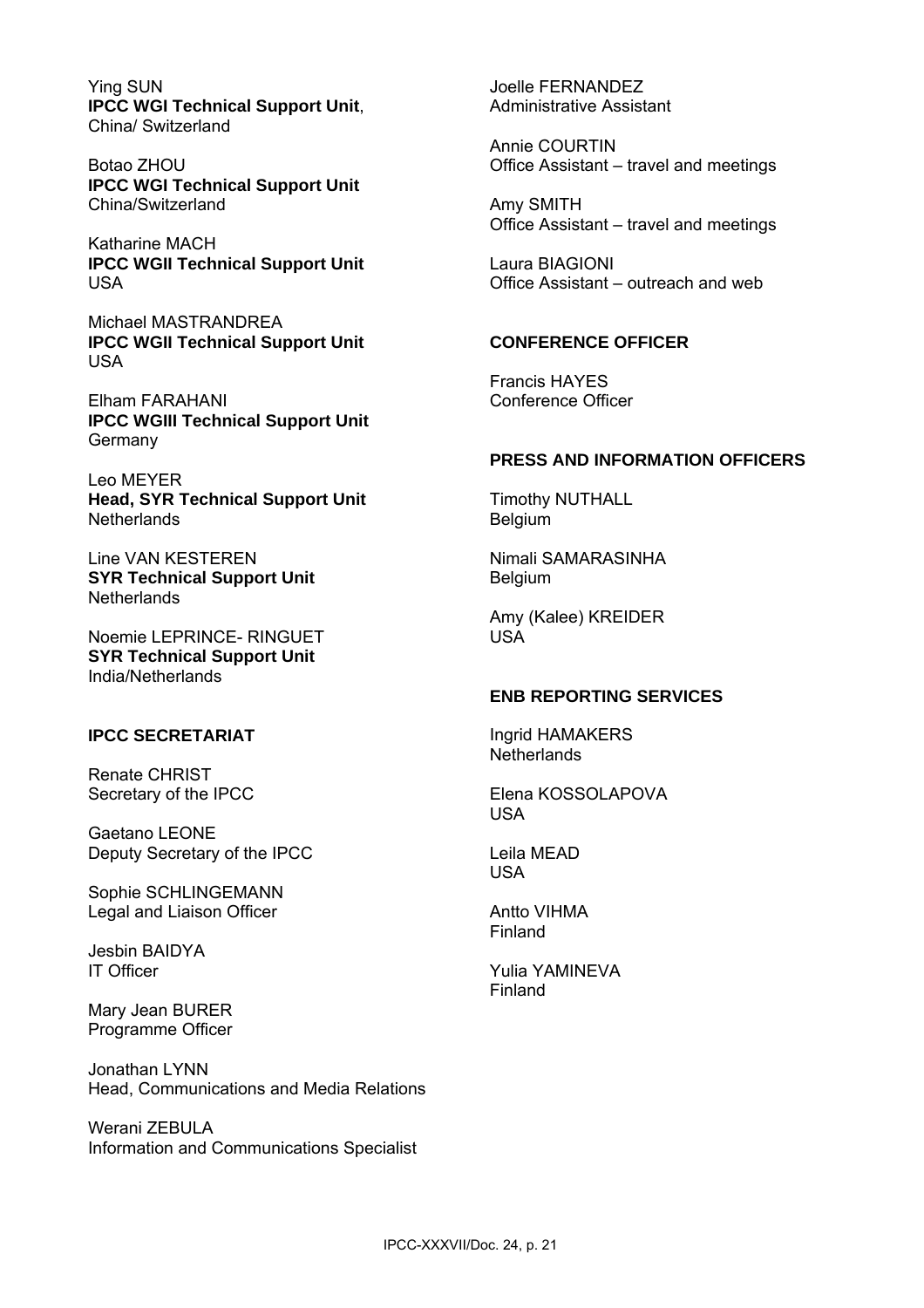Ying SUN
**IPCC WGI Technical Support Unit**,
China/ Switzerland

Botao ZHOU
**IPCC WGI Technical Support Unit**
China/Switzerland

Katharine MACH
**IPCC WGII Technical Support Unit**
USA

Michael MASTRANDREA
**IPCC WGII Technical Support Unit**
USA

Elham FARAHANI
**IPCC WGIII Technical Support Unit**
Germany

Leo MEYER
**Head, SYR Technical Support Unit**
Netherlands

Line VAN KESTEREN
**SYR Technical Support Unit**
Netherlands

Noemie LEPRINCE- RINGUET
**SYR Technical Support Unit**
India/Netherlands

**IPCC SECRETARIAT**

Renate CHRIST
Secretary of the IPCC

Gaetano LEONE
Deputy Secretary of the IPCC

Sophie SCHLINGEMANN
Legal and Liaison Officer

Jesbin BAIDYA
IT Officer

Mary Jean BURER
Programme Officer

Jonathan LYNN
Head, Communications and Media Relations

Werani ZEBULA
Information and Communications Specialist

Joelle FERNANDEZ
Administrative Assistant

Annie COURTIN
Office Assistant – travel and meetings

Amy SMITH
Office Assistant – travel and meetings

Laura BIAGIONI
Office Assistant – outreach and web

**CONFERENCE OFFICER**

Francis HAYES
Conference Officer

**PRESS AND INFORMATION OFFICERS**

Timothy NUTHALL
Belgium

Nimali SAMARASINHA
Belgium

Amy (Kalee) KREIDER
USA

**ENB REPORTING SERVICES**

Ingrid HAMAKERS
Netherlands

Elena KOSSOLAPOVA
USA

Leila MEAD
USA

Antto VIHMA
Finland

Yulia YAMINEVA
Finland